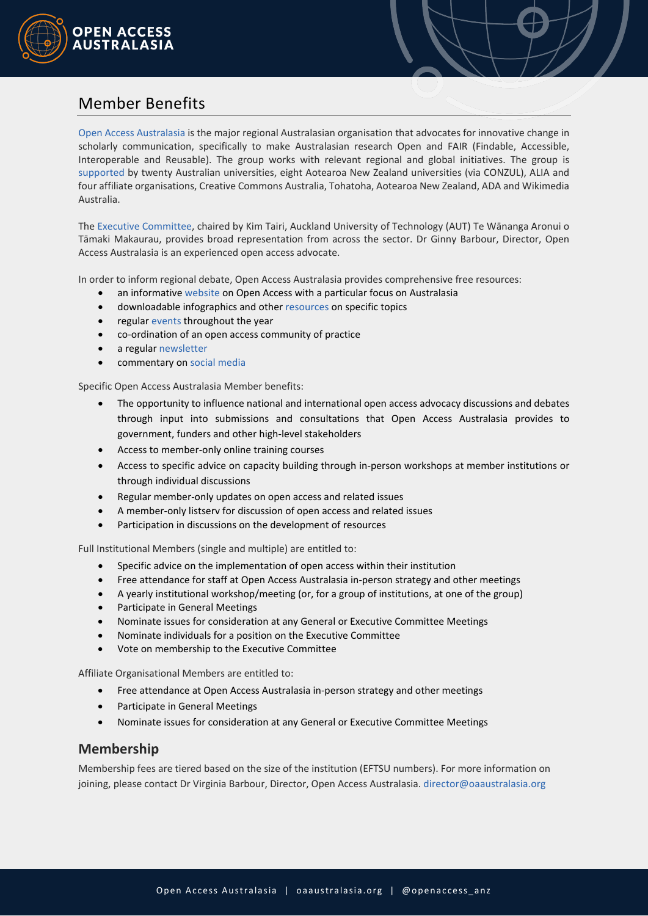# Member Benefits

Open Access Australasia is the major regional Australasian organisation that advocates for innovative change in scholarly communication, specifically to make Australasian research Open and FAIR (Findable, Accessible, Interoperable and Reusable). The group works with relevant regional and global initiatives. The group is supported by twenty Australian universities, eight Aotearoa New Zealand universities (via CONZUL), ALIA and four affiliate organisations, Creative Commons Australia, Tohatoha, Aotearoa New Zealand, ADA and Wikimedia Australia.

The Executive Committee, chaired by Kim Tairi, Auckland University of Technology (AUT) Te Wānanga Aronui o Tāmaki Makaurau, provides broad representation from across the sector. Dr Ginny Barbour, Director, Open Access Australasia is an experienced open access advocate.

In order to inform regional debate, Open Access Australasia provides comprehensive free resources:

- an informative website on Open Access with a particular focus on Australasia
- downloadable infographics and other resources on specific topics
- regular events throughout the year
- co-ordination of an open access community of practice
- a regular newsletter
- commentary on social media

Specific Open Access Australasia Member benefits:

- The opportunity to influence national and international open access advocacy discussions and debates through input into submissions and consultations that Open Access Australasia provides to government, funders and other high-level stakeholders
- Access to member-only online training courses
- Access to specific advice on capacity building through in-person workshops at member institutions or through individual discussions
- Regular member-only updates on open access and related issues
- A member-only listserv for discussion of open access and related issues
- Participation in discussions on the development of resources

Full Institutional Members (single and multiple) are entitled to:

- Specific advice on the implementation of open access within their institution
- Free attendance for staff at Open Access Australasia in-person strategy and other meetings
- A yearly institutional workshop/meeting (or, for a group of institutions, at one of the group)
- Participate in General Meetings
- Nominate issues for consideration at any General or Executive Committee Meetings
- Nominate individuals for a position on the Executive Committee
- Vote on membership to the Executive Committee

Affiliate Organisational Members are entitled to:

- Free attendance at Open Access Australasia in-person strategy and other meetings
- Participate in General Meetings
- Nominate issues for consideration at any General or Executive Committee Meetings

## Membership

Membership fees are tiered based on the size of the institution (EFTSU numbers). For more information on joining, please contact Dr Virginia Barbour, Director, Open Access Australasia. director@oaaustralasia.org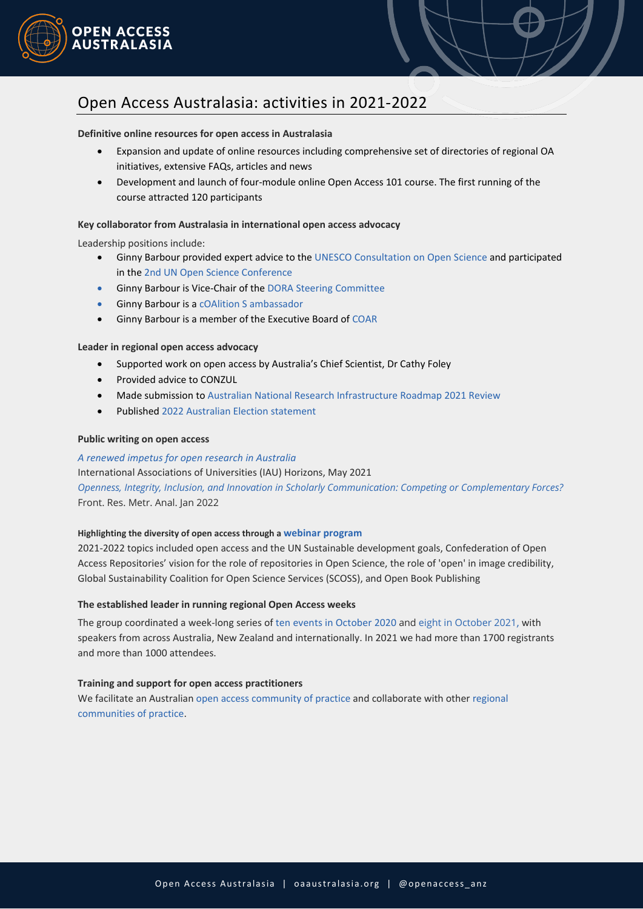# Open Access Australasia: activities in 2021-2022

**Definitive online resources for open access in Australasia**

- Expansion and update of online resources including comprehensive set of directories of regional OA initiatives, extensive FAQs, articles and news
- Development and launch of four-module online Open Access 101 course. The first running of the course attracted 120 participants

**Key collaborator from Australasia in international open access advocacy**

Leadership positions include:

- Ginny Barbour provided expert advice to the UNESCO Consultation on Open Science and participated in the 2nd UN Open Science Conference
- Ginny Barbour is Vice-Chair of the DORA Steering Committee
- Ginny Barbour is a cOAlition S ambassador
- Ginny Barbour is a member of the Executive Board of COAR

**Leader in regional open access advocacy**

- Supported work on open access by Australia's Chief Scientist, Dr Cathy Foley
- Provided advice to CONZUL
- Made submission to Australian National Research Infrastructure Roadmap 2021 Review
- Published 2022 Australian Election statement

**Public writing on open access**

*A renewed impetus for open research in Australia*
International Associations of Universities (IAU) Horizons, May 2021
*Openness, Integrity, Inclusion, and Innovation in Scholarly Communication: Competing or Complementary Forces?*
Front. Res. Metr. Anal. Jan 2022

**Highlighting the diversity of open access through a webinar program**

2021-2022 topics included open access and the UN Sustainable development goals, Confederation of Open Access Repositories' vision for the role of repositories in Open Science, the role of 'open' in image credibility, Global Sustainability Coalition for Open Science Services (SCOSS), and Open Book Publishing

**The established leader in running regional Open Access weeks**

The group coordinated a week-long series of ten events in October 2020 and eight in October 2021, with speakers from across Australia, New Zealand and internationally. In 2021 we had more than 1700 registrants and more than 1000 attendees.

**Training and support for open access practitioners**

We facilitate an Australian open access community of practice and collaborate with other regional communities of practice.